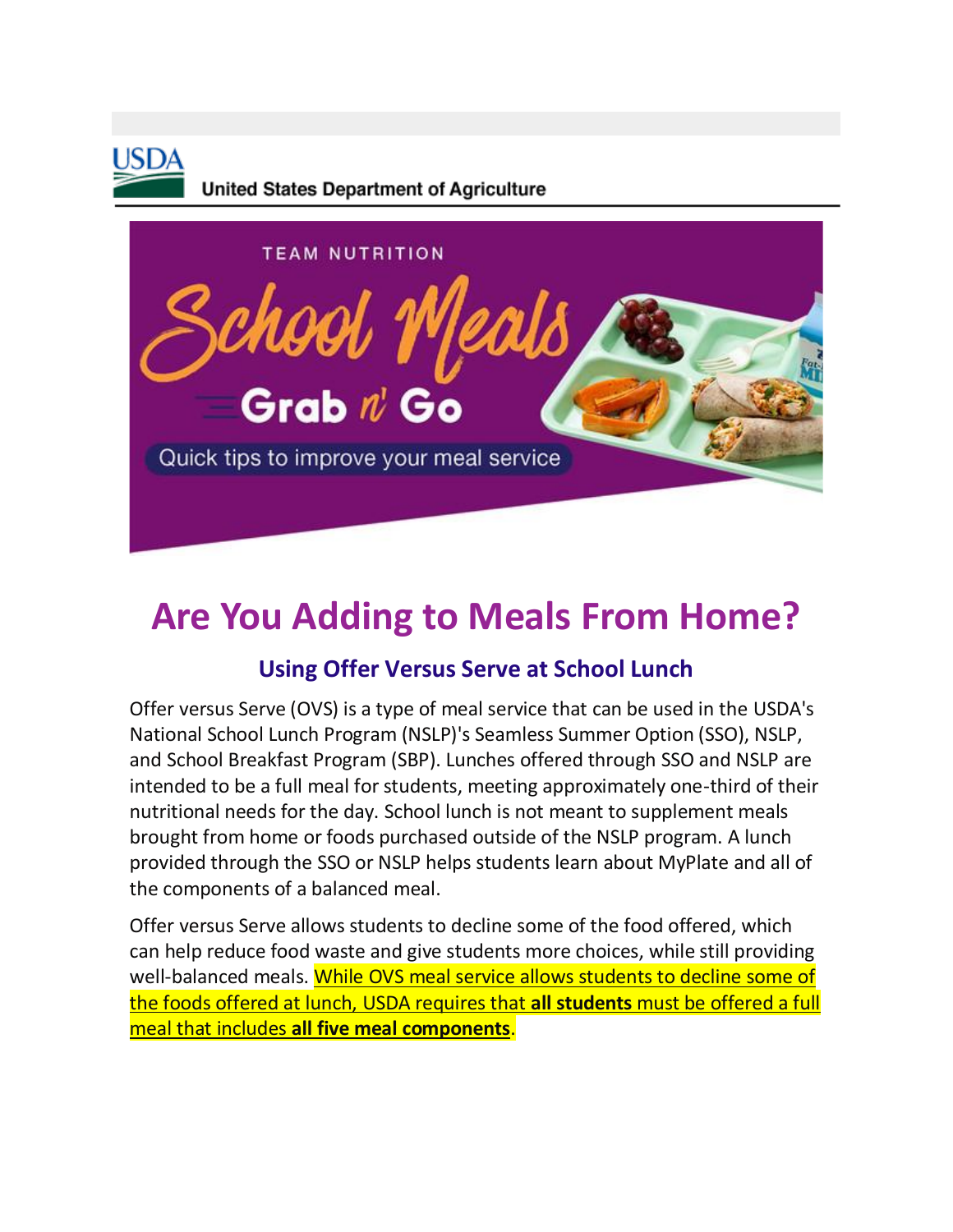United States Department of Agriculture

TEAM NUTRITION

School Meals

Grab n' Go

Quick tips to improve your meal service

# Are You Adding to Meals From Home?

## Using Offer Versus Serve at School Lunch

Offer versus Serve (OVS) is a type of meal service that can be used in the USDA's National School Lunch Program (NSLP)'s Seamless Summer Option (SSO), NSLP, and School Breakfast Program (SBP). Lunches offered through SSO and NSLP are intended to be a full meal for students, meeting approximately one-third of their nutritional needs for the day. School lunch is not meant to supplement meals brought from home or foods purchased outside of the NSLP program. A lunch provided through the SSO or NSLP helps students learn about MyPlate and all of the components of a balanced meal.

Offer versus Serve allows students to decline some of the food offered, which can help reduce food waste and give students more choices, while still providing well-balanced meals. While OVS meal service allows students to decline some of the foods offered at lunch, USDA requires that **all students** must be offered a full meal that includes **all five meal components**.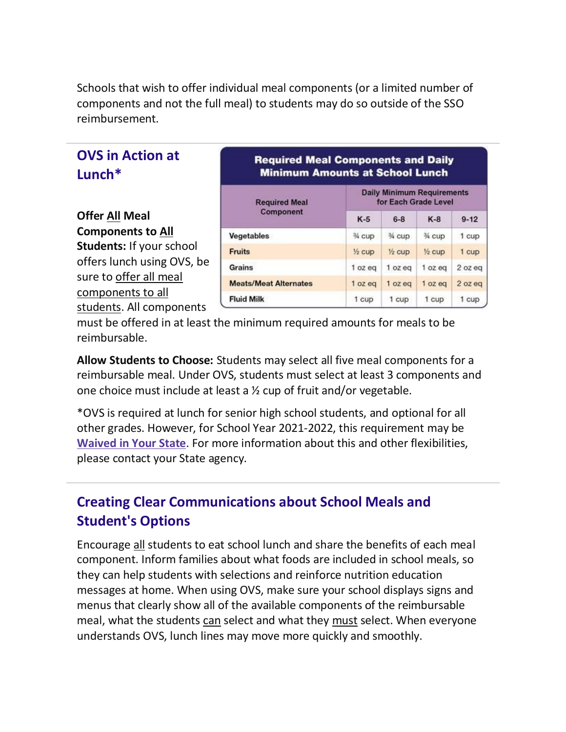Schools that wish to offer individual meal components (or a limited number of components and not the full meal) to students may do so outside of the SSO reimbursement.

## OVS in Action at Lunch*

**Required Meal Components and Daily Minimum Amounts at School Lunch**

| Required Meal Component | Daily Minimum Requirements for Each Grade Level | | | |
|---|---|---|---|---|
| | K-5 | 6-8 | K-8 | 9-12 |
| Vegetables | ¾ cup | ¾ cup | ¾ cup | 1 cup |
| Fruits | ½ cup | ½ cup | ½ cup | 1 cup |
| Grains | 1 oz eq | 1 oz eq | 1 oz eq | 2 oz eq |
| Meats/Meat Alternates | 1 oz eq | 1 oz eq | 1 oz eq | 2 oz eq |
| Fluid Milk | 1 cup | 1 cup | 1 cup | 1 cup |

**Offer All Meal Components to All Students:** If your school offers lunch using OVS, be sure to offer all meal components to all students. All components must be offered in at least the minimum required amounts for meals to be reimbursable.

**Allow Students to Choose:** Students may select all five meal components for a reimbursable meal. Under OVS, students must select at least 3 components and one choice must include at least a ½ cup of fruit and/or vegetable.

*OVS is required at lunch for senior high school students, and optional for all other grades. However, for School Year 2021-2022, this requirement may be Waived in Your State. For more information about this and other flexibilities, please contact your State agency.

## Creating Clear Communications about School Meals and Student's Options

Encourage all students to eat school lunch and share the benefits of each meal component. Inform families about what foods are included in school meals, so they can help students with selections and reinforce nutrition education messages at home. When using OVS, make sure your school displays signs and menus that clearly show all of the available components of the reimbursable meal, what the students can select and what they must select. When everyone understands OVS, lunch lines may move more quickly and smoothly.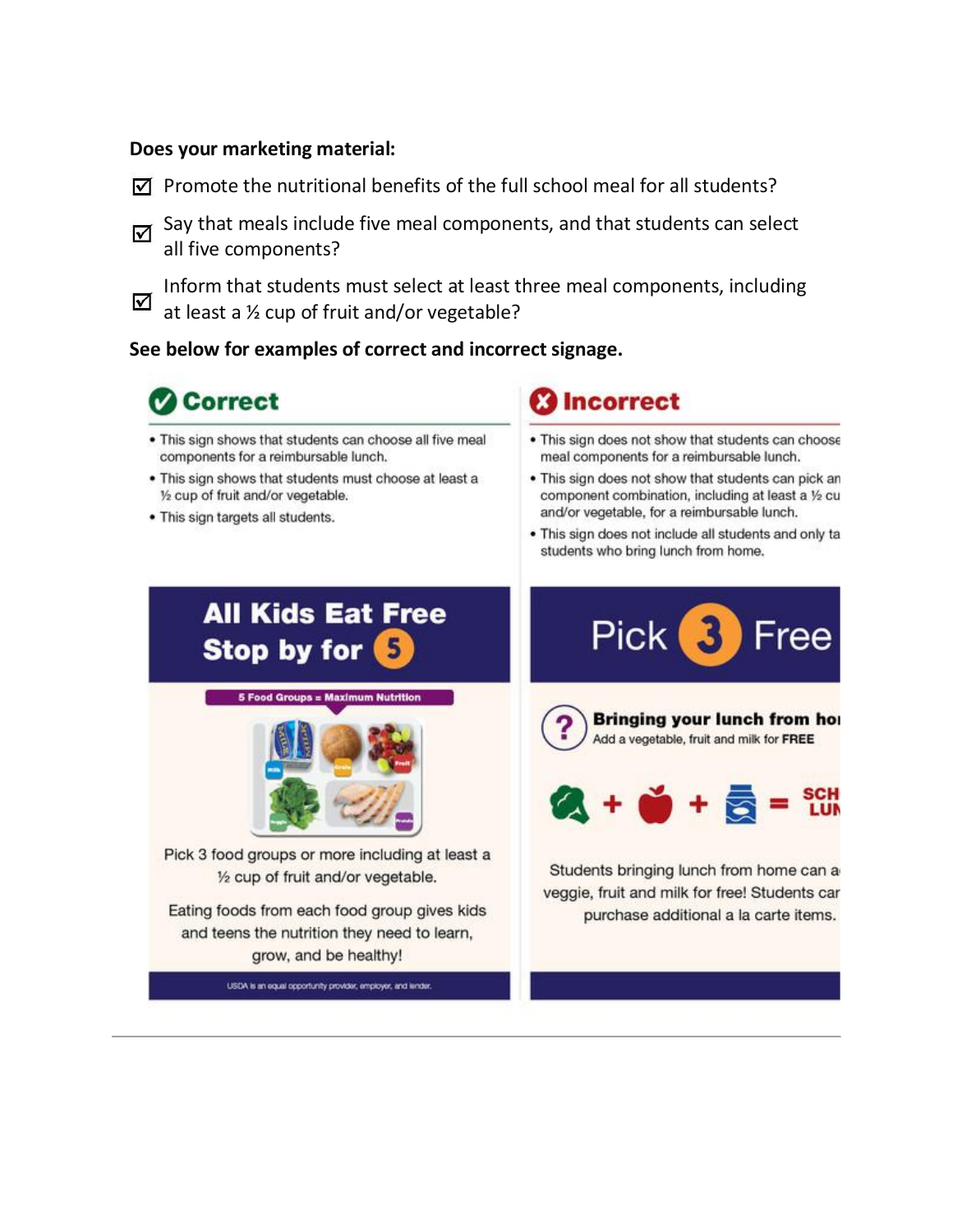**Does your marketing material:**

- ☑ Promote the nutritional benefits of the full school meal for all students?
- ☑ Say that meals include five meal components, and that students can select all five components?
- ☑ Inform that students must select at least three meal components, including at least a ½ cup of fruit and/or vegetable?

**See below for examples of correct and incorrect signage.**

## Correct

- This sign shows that students can choose all five meal components for a reimbursable lunch.
- This sign shows that students must choose at least a ½ cup of fruit and/or vegetable.
- This sign targets all students.

**All Kids Eat Free**
**Stop by for 5**

5 Food Groups = Maximum Nutrition

Pick 3 food groups or more including at least a ½ cup of fruit and/or vegetable.

Eating foods from each food group gives kids and teens the nutrition they need to learn, grow, and be healthy!

USDA is an equal opportunity provider, employer, and lender.

## Incorrect

- This sign does not show that students can choose meal components for a reimbursable lunch.
- This sign does not show that students can pick an component combination, including at least a ½ cu and/or vegetable, for a reimbursable lunch.
- This sign does not include all students and only ta students who bring lunch from home.

**Pick 3 Free**

**Bringing your lunch from ho**
Add a vegetable, fruit and milk for **FREE**

\+ + = SCH LUN

Students bringing lunch from home can a veggie, fruit and milk for free! Students car purchase additional a la carte items.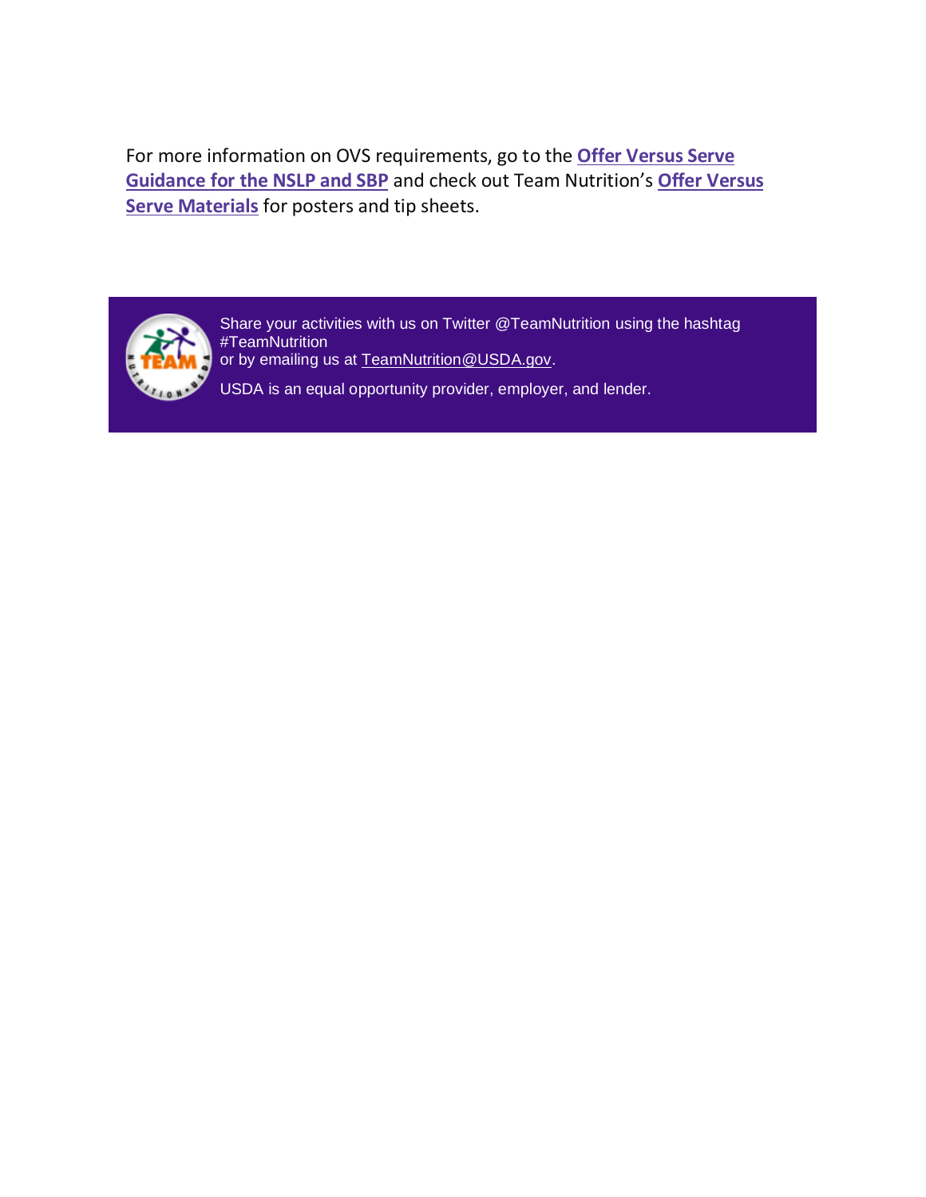For more information on OVS requirements, go to the **Offer Versus Serve Guidance for the NSLP and SBP** and check out Team Nutrition's **Offer Versus Serve Materials** for posters and tip sheets.

Share your activities with us on Twitter @TeamNutrition using the hashtag #TeamNutrition
or by emailing us at TeamNutrition@USDA.gov.

USDA is an equal opportunity provider, employer, and lender.